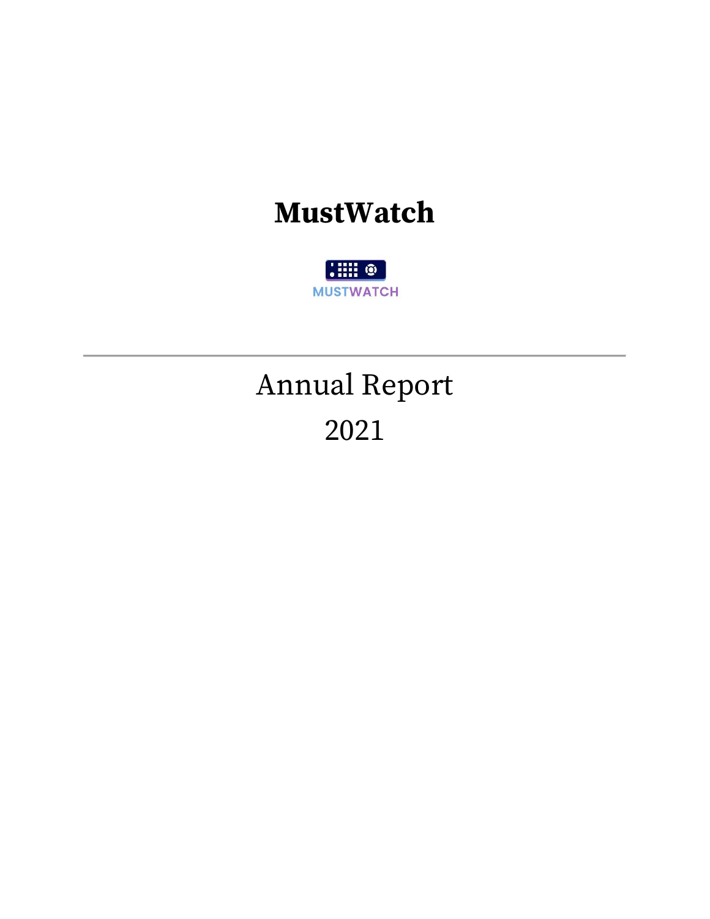# MustWatch

MUSTWATCH

---

Annual Report

2021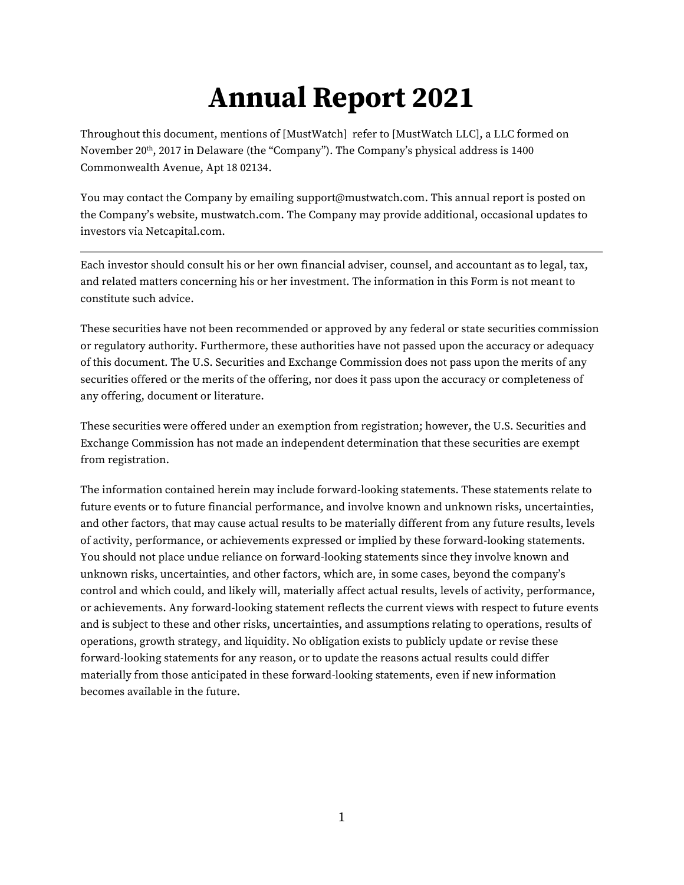# Annual Report 2021

Throughout this document, mentions of [MustWatch] refer to [MustWatch LLC], a LLC formed on November 20th, 2017 in Delaware (the "Company"). The Company's physical address is 1400 Commonwealth Avenue, Apt 18 02134.

You may contact the Company by emailing support@mustwatch.com. This annual report is posted on the Company's website, mustwatch.com. The Company may provide additional, occasional updates to investors via Netcapital.com.

---

Each investor should consult his or her own financial adviser, counsel, and accountant as to legal, tax, and related matters concerning his or her investment. The information in this Form is not meant to constitute such advice.

These securities have not been recommended or approved by any federal or state securities commission or regulatory authority. Furthermore, these authorities have not passed upon the accuracy or adequacy of this document. The U.S. Securities and Exchange Commission does not pass upon the merits of any securities offered or the merits of the offering, nor does it pass upon the accuracy or completeness of any offering, document or literature.

These securities were offered under an exemption from registration; however, the U.S. Securities and Exchange Commission has not made an independent determination that these securities are exempt from registration.

The information contained herein may include forward-looking statements. These statements relate to future events or to future financial performance, and involve known and unknown risks, uncertainties, and other factors, that may cause actual results to be materially different from any future results, levels of activity, performance, or achievements expressed or implied by these forward-looking statements. You should not place undue reliance on forward-looking statements since they involve known and unknown risks, uncertainties, and other factors, which are, in some cases, beyond the company's control and which could, and likely will, materially affect actual results, levels of activity, performance, or achievements. Any forward-looking statement reflects the current views with respect to future events and is subject to these and other risks, uncertainties, and assumptions relating to operations, results of operations, growth strategy, and liquidity. No obligation exists to publicly update or revise these forward-looking statements for any reason, or to update the reasons actual results could differ materially from those anticipated in these forward-looking statements, even if new information becomes available in the future.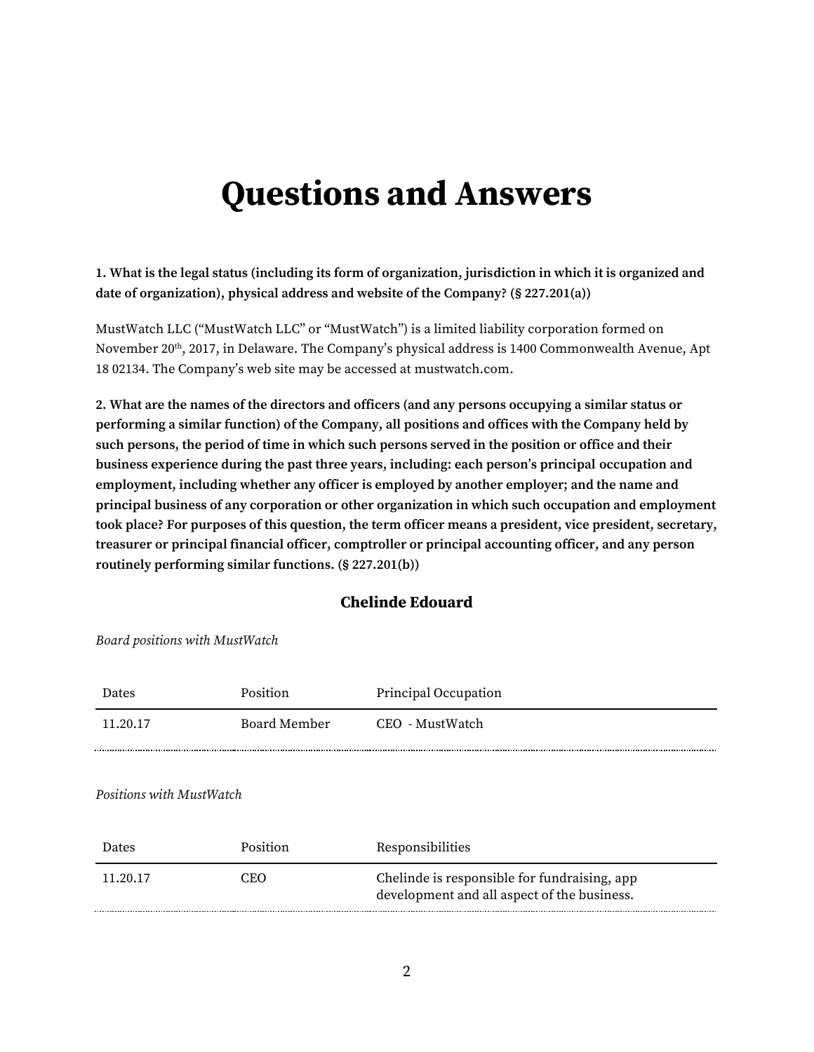# Questions and Answers

**1. What is the legal status (including its form of organization, jurisdiction in which it is organized and date of organization), physical address and website of the Company? (§ 227.201(a))**

MustWatch LLC ("MustWatch LLC" or "MustWatch") is a limited liability corporation formed on November 20th, 2017, in Delaware. The Company's physical address is 1400 Commonwealth Avenue, Apt 18 02134. The Company's web site may be accessed at mustwatch.com.

**2. What are the names of the directors and officers (and any persons occupying a similar status or performing a similar function) of the Company, all positions and offices with the Company held by such persons, the period of time in which such persons served in the position or office and their business experience during the past three years, including: each person's principal occupation and employment, including whether any officer is employed by another employer; and the name and principal business of any corporation or other organization in which such occupation and employment took place? For purposes of this question, the term officer means a president, vice president, secretary, treasurer or principal financial officer, comptroller or principal accounting officer, and any person routinely performing similar functions. (§ 227.201(b))**

### Chelinde Edouard

*Board positions with MustWatch*

| Dates | Position | Principal Occupation |
|---|---|---|
| 11.20.17 | Board Member | CEO - MustWatch |

*Positions with MustWatch*

| Dates | Position | Responsibilities |
|---|---|---|
| 11.20.17 | CEO | Chelinde is responsible for fundraising, app development and all aspect of the business. |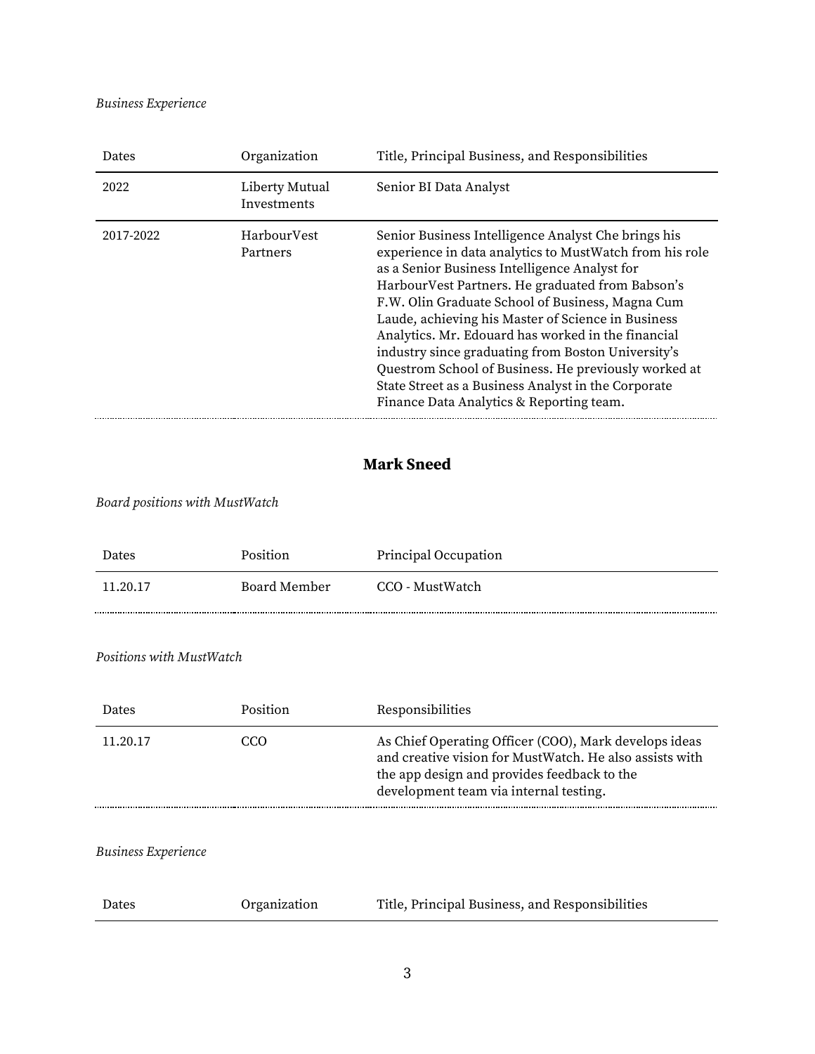*Business Experience*

| Dates | Organization | Title, Principal Business, and Responsibilities |
| --- | --- | --- |
| 2022 | Liberty Mutual Investments | Senior BI Data Analyst |
| 2017-2022 | HarbourVest Partners | Senior Business Intelligence Analyst Che brings his experience in data analytics to MustWatch from his role as a Senior Business Intelligence Analyst for HarbourVest Partners. He graduated from Babson's F.W. Olin Graduate School of Business, Magna Cum Laude, achieving his Master of Science in Business Analytics. Mr. Edouard has worked in the financial industry since graduating from Boston University's Questrom School of Business. He previously worked at State Street as a Business Analyst in the Corporate Finance Data Analytics & Reporting team. |

## Mark Sneed

*Board positions with MustWatch*

| Dates | Position | Principal Occupation |
| --- | --- | --- |
| 11.20.17 | Board Member | CCO - MustWatch |

*Positions with MustWatch*

| Dates | Position | Responsibilities |
| --- | --- | --- |
| 11.20.17 | CCO | As Chief Operating Officer (COO), Mark develops ideas and creative vision for MustWatch. He also assists with the app design and provides feedback to the development team via internal testing. |

*Business Experience*

| Dates | Organization | Title, Principal Business, and Responsibilities |
| --- | --- | --- |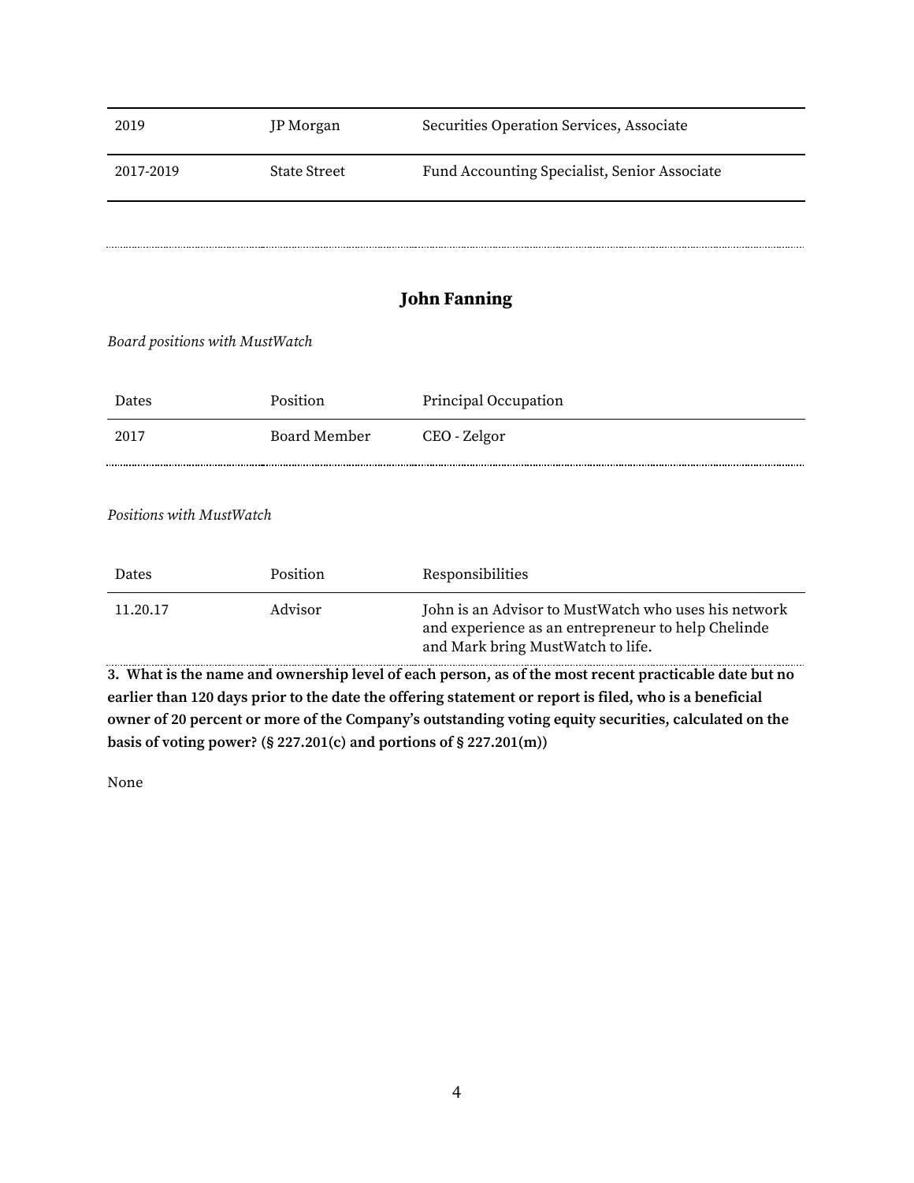| 2019 | JP Morgan | Securities Operation Services, Associate |
|---|---|---|
| 2017-2019 | State Street | Fund Accounting Specialist, Senior Associate |

### John Fanning

*Board positions with MustWatch*

| Dates | Position | Principal Occupation |
|---|---|---|
| 2017 | Board Member | CEO - Zelgor |

*Positions with MustWatch*

| Dates | Position | Responsibilities |
|---|---|---|
| 11.20.17 | Advisor | John is an Advisor to MustWatch who uses his network and experience as an entrepreneur to help Chelinde and Mark bring MustWatch to life. |

**3. What is the name and ownership level of each person, as of the most recent practicable date but no earlier than 120 days prior to the date the offering statement or report is filed, who is a beneficial owner of 20 percent or more of the Company's outstanding voting equity securities, calculated on the basis of voting power? (§ 227.201(c) and portions of § 227.201(m))**

None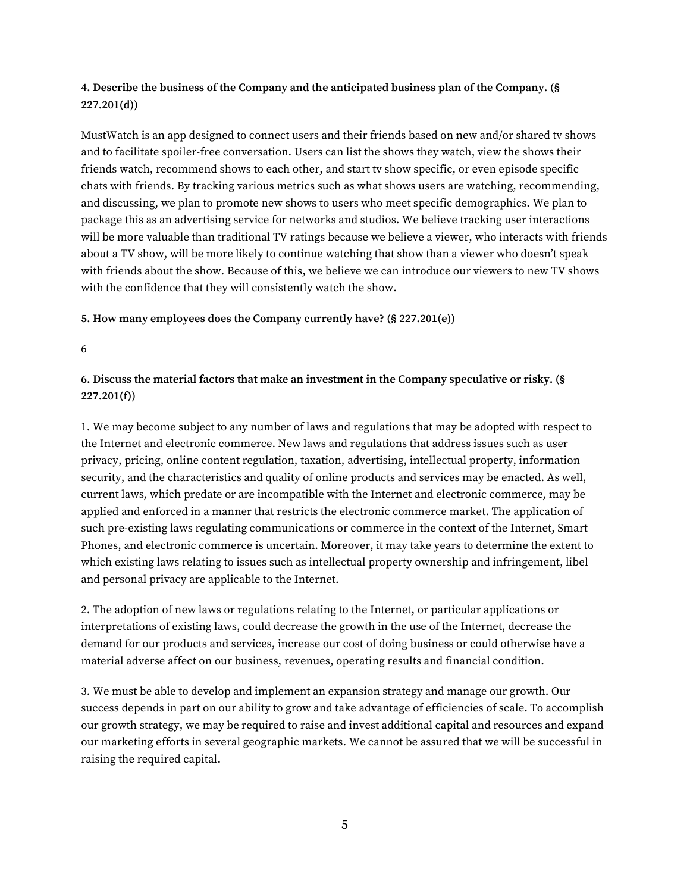**4. Describe the business of the Company and the anticipated business plan of the Company. (§ 227.201(d))**

MustWatch is an app designed to connect users and their friends based on new and/or shared tv shows and to facilitate spoiler-free conversation. Users can list the shows they watch, view the shows their friends watch, recommend shows to each other, and start tv show specific, or even episode specific chats with friends. By tracking various metrics such as what shows users are watching, recommending, and discussing, we plan to promote new shows to users who meet specific demographics. We plan to package this as an advertising service for networks and studios. We believe tracking user interactions will be more valuable than traditional TV ratings because we believe a viewer, who interacts with friends about a TV show, will be more likely to continue watching that show than a viewer who doesn't speak with friends about the show. Because of this, we believe we can introduce our viewers to new TV shows with the confidence that they will consistently watch the show.

**5. How many employees does the Company currently have? (§ 227.201(e))**

6

**6. Discuss the material factors that make an investment in the Company speculative or risky. (§ 227.201(f))**

1. We may become subject to any number of laws and regulations that may be adopted with respect to the Internet and electronic commerce. New laws and regulations that address issues such as user privacy, pricing, online content regulation, taxation, advertising, intellectual property, information security, and the characteristics and quality of online products and services may be enacted. As well, current laws, which predate or are incompatible with the Internet and electronic commerce, may be applied and enforced in a manner that restricts the electronic commerce market. The application of such pre-existing laws regulating communications or commerce in the context of the Internet, Smart Phones, and electronic commerce is uncertain. Moreover, it may take years to determine the extent to which existing laws relating to issues such as intellectual property ownership and infringement, libel and personal privacy are applicable to the Internet.

2. The adoption of new laws or regulations relating to the Internet, or particular applications or interpretations of existing laws, could decrease the growth in the use of the Internet, decrease the demand for our products and services, increase our cost of doing business or could otherwise have a material adverse affect on our business, revenues, operating results and financial condition.

3. We must be able to develop and implement an expansion strategy and manage our growth. Our success depends in part on our ability to grow and take advantage of efficiencies of scale. To accomplish our growth strategy, we may be required to raise and invest additional capital and resources and expand our marketing efforts in several geographic markets. We cannot be assured that we will be successful in raising the required capital.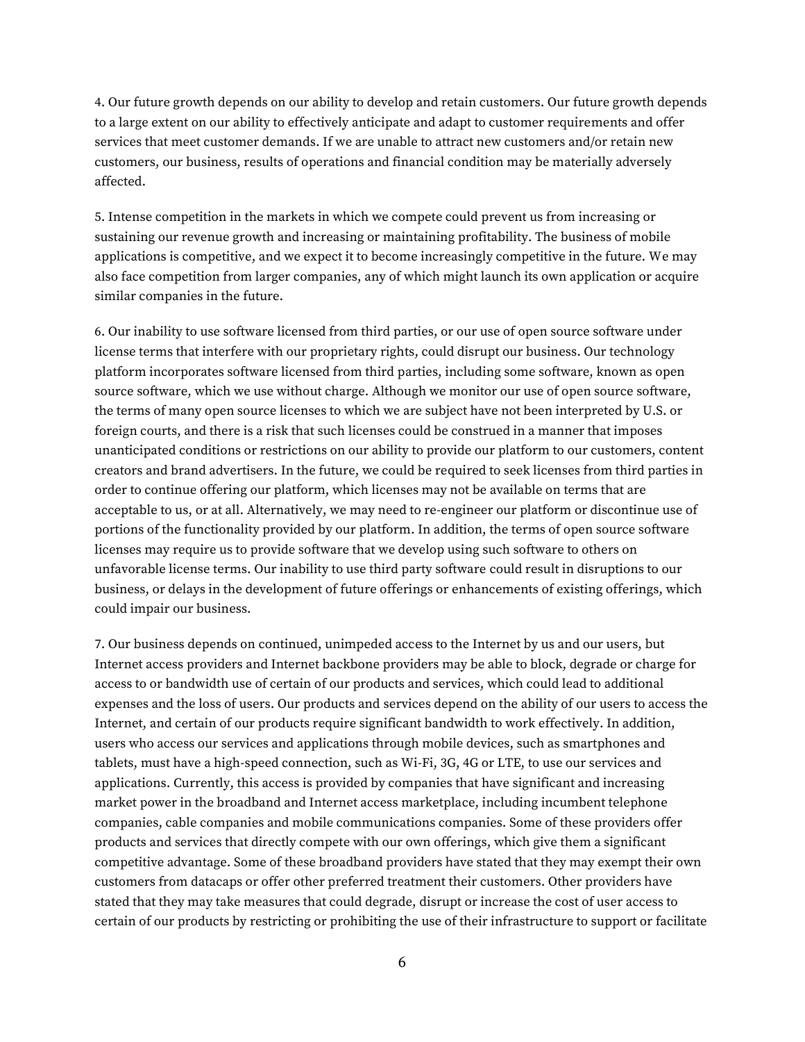4. Our future growth depends on our ability to develop and retain customers. Our future growth depends to a large extent on our ability to effectively anticipate and adapt to customer requirements and offer services that meet customer demands. If we are unable to attract new customers and/or retain new customers, our business, results of operations and financial condition may be materially adversely affected.

5. Intense competition in the markets in which we compete could prevent us from increasing or sustaining our revenue growth and increasing or maintaining profitability. The business of mobile applications is competitive, and we expect it to become increasingly competitive in the future. We may also face competition from larger companies, any of which might launch its own application or acquire similar companies in the future.

6. Our inability to use software licensed from third parties, or our use of open source software under license terms that interfere with our proprietary rights, could disrupt our business. Our technology platform incorporates software licensed from third parties, including some software, known as open source software, which we use without charge. Although we monitor our use of open source software, the terms of many open source licenses to which we are subject have not been interpreted by U.S. or foreign courts, and there is a risk that such licenses could be construed in a manner that imposes unanticipated conditions or restrictions on our ability to provide our platform to our customers, content creators and brand advertisers. In the future, we could be required to seek licenses from third parties in order to continue offering our platform, which licenses may not be available on terms that are acceptable to us, or at all. Alternatively, we may need to re-engineer our platform or discontinue use of portions of the functionality provided by our platform. In addition, the terms of open source software licenses may require us to provide software that we develop using such software to others on unfavorable license terms. Our inability to use third party software could result in disruptions to our business, or delays in the development of future offerings or enhancements of existing offerings, which could impair our business.

7. Our business depends on continued, unimpeded access to the Internet by us and our users, but Internet access providers and Internet backbone providers may be able to block, degrade or charge for access to or bandwidth use of certain of our products and services, which could lead to additional expenses and the loss of users. Our products and services depend on the ability of our users to access the Internet, and certain of our products require significant bandwidth to work effectively. In addition, users who access our services and applications through mobile devices, such as smartphones and tablets, must have a high-speed connection, such as Wi-Fi, 3G, 4G or LTE, to use our services and applications. Currently, this access is provided by companies that have significant and increasing market power in the broadband and Internet access marketplace, including incumbent telephone companies, cable companies and mobile communications companies. Some of these providers offer products and services that directly compete with our own offerings, which give them a significant competitive advantage. Some of these broadband providers have stated that they may exempt their own customers from datacaps or offer other preferred treatment their customers. Other providers have stated that they may take measures that could degrade, disrupt or increase the cost of user access to certain of our products by restricting or prohibiting the use of their infrastructure to support or facilitate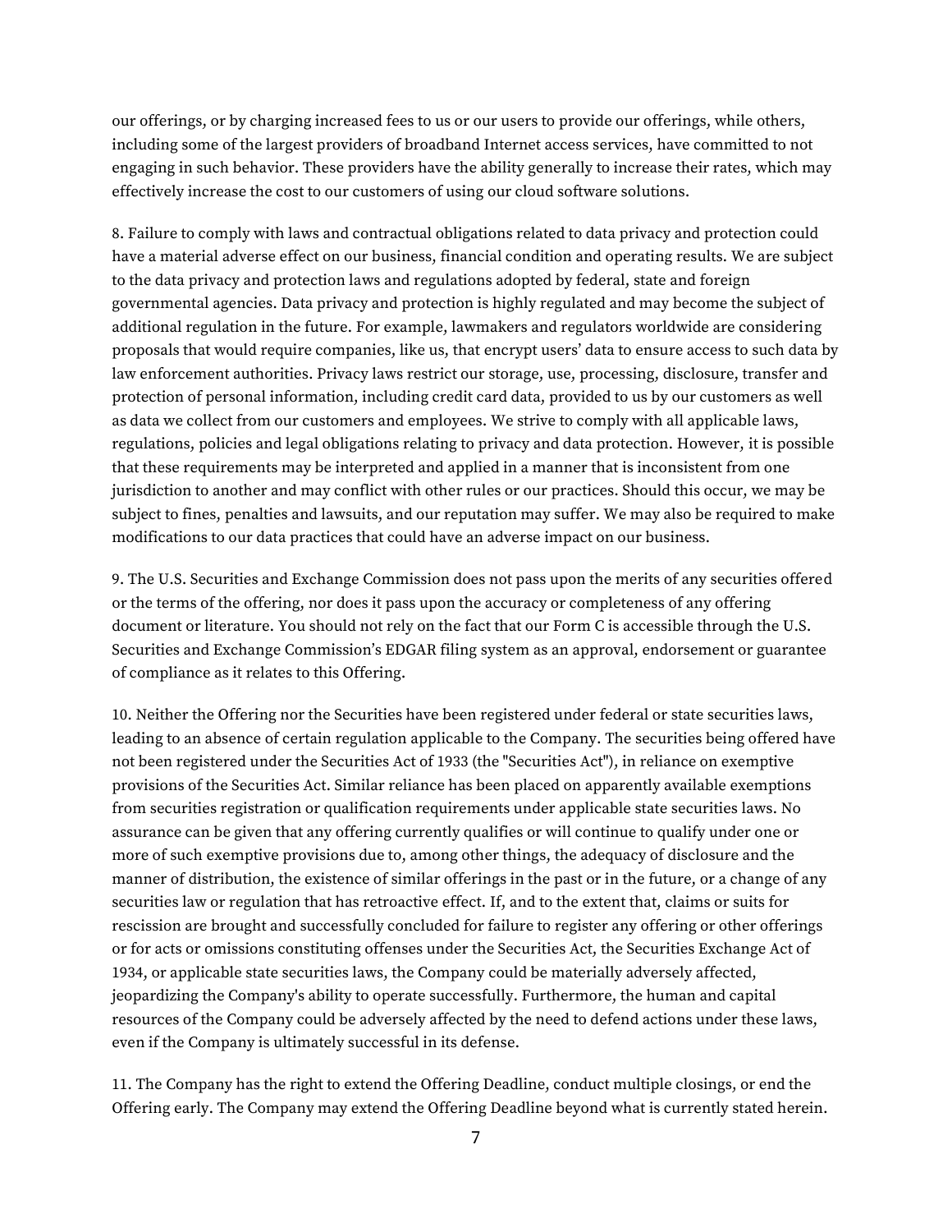our offerings, or by charging increased fees to us or our users to provide our offerings, while others, including some of the largest providers of broadband Internet access services, have committed to not engaging in such behavior. These providers have the ability generally to increase their rates, which may effectively increase the cost to our customers of using our cloud software solutions.

8. Failure to comply with laws and contractual obligations related to data privacy and protection could have a material adverse effect on our business, financial condition and operating results. We are subject to the data privacy and protection laws and regulations adopted by federal, state and foreign governmental agencies. Data privacy and protection is highly regulated and may become the subject of additional regulation in the future. For example, lawmakers and regulators worldwide are considering proposals that would require companies, like us, that encrypt users' data to ensure access to such data by law enforcement authorities. Privacy laws restrict our storage, use, processing, disclosure, transfer and protection of personal information, including credit card data, provided to us by our customers as well as data we collect from our customers and employees. We strive to comply with all applicable laws, regulations, policies and legal obligations relating to privacy and data protection. However, it is possible that these requirements may be interpreted and applied in a manner that is inconsistent from one jurisdiction to another and may conflict with other rules or our practices. Should this occur, we may be subject to fines, penalties and lawsuits, and our reputation may suffer. We may also be required to make modifications to our data practices that could have an adverse impact on our business.

9. The U.S. Securities and Exchange Commission does not pass upon the merits of any securities offered or the terms of the offering, nor does it pass upon the accuracy or completeness of any offering document or literature. You should not rely on the fact that our Form C is accessible through the U.S. Securities and Exchange Commission's EDGAR filing system as an approval, endorsement or guarantee of compliance as it relates to this Offering.

10. Neither the Offering nor the Securities have been registered under federal or state securities laws, leading to an absence of certain regulation applicable to the Company. The securities being offered have not been registered under the Securities Act of 1933 (the "Securities Act"), in reliance on exemptive provisions of the Securities Act. Similar reliance has been placed on apparently available exemptions from securities registration or qualification requirements under applicable state securities laws. No assurance can be given that any offering currently qualifies or will continue to qualify under one or more of such exemptive provisions due to, among other things, the adequacy of disclosure and the manner of distribution, the existence of similar offerings in the past or in the future, or a change of any securities law or regulation that has retroactive effect. If, and to the extent that, claims or suits for rescission are brought and successfully concluded for failure to register any offering or other offerings or for acts or omissions constituting offenses under the Securities Act, the Securities Exchange Act of 1934, or applicable state securities laws, the Company could be materially adversely affected, jeopardizing the Company's ability to operate successfully. Furthermore, the human and capital resources of the Company could be adversely affected by the need to defend actions under these laws, even if the Company is ultimately successful in its defense.

11. The Company has the right to extend the Offering Deadline, conduct multiple closings, or end the Offering early. The Company may extend the Offering Deadline beyond what is currently stated herein.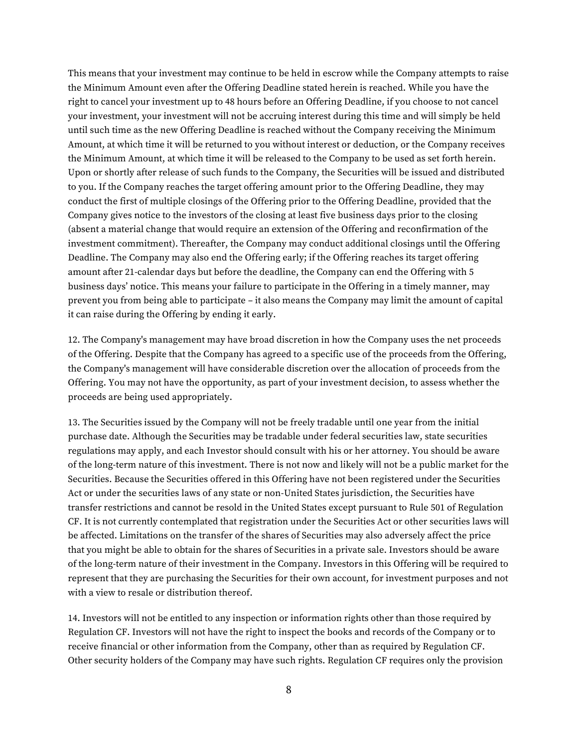This means that your investment may continue to be held in escrow while the Company attempts to raise the Minimum Amount even after the Offering Deadline stated herein is reached. While you have the right to cancel your investment up to 48 hours before an Offering Deadline, if you choose to not cancel your investment, your investment will not be accruing interest during this time and will simply be held until such time as the new Offering Deadline is reached without the Company receiving the Minimum Amount, at which time it will be returned to you without interest or deduction, or the Company receives the Minimum Amount, at which time it will be released to the Company to be used as set forth herein. Upon or shortly after release of such funds to the Company, the Securities will be issued and distributed to you. If the Company reaches the target offering amount prior to the Offering Deadline, they may conduct the first of multiple closings of the Offering prior to the Offering Deadline, provided that the Company gives notice to the investors of the closing at least five business days prior to the closing (absent a material change that would require an extension of the Offering and reconfirmation of the investment commitment). Thereafter, the Company may conduct additional closings until the Offering Deadline. The Company may also end the Offering early; if the Offering reaches its target offering amount after 21-calendar days but before the deadline, the Company can end the Offering with 5 business days' notice. This means your failure to participate in the Offering in a timely manner, may prevent you from being able to participate – it also means the Company may limit the amount of capital it can raise during the Offering by ending it early.

12. The Company's management may have broad discretion in how the Company uses the net proceeds of the Offering. Despite that the Company has agreed to a specific use of the proceeds from the Offering, the Company's management will have considerable discretion over the allocation of proceeds from the Offering. You may not have the opportunity, as part of your investment decision, to assess whether the proceeds are being used appropriately.

13. The Securities issued by the Company will not be freely tradable until one year from the initial purchase date. Although the Securities may be tradable under federal securities law, state securities regulations may apply, and each Investor should consult with his or her attorney. You should be aware of the long-term nature of this investment. There is not now and likely will not be a public market for the Securities. Because the Securities offered in this Offering have not been registered under the Securities Act or under the securities laws of any state or non-United States jurisdiction, the Securities have transfer restrictions and cannot be resold in the United States except pursuant to Rule 501 of Regulation CF. It is not currently contemplated that registration under the Securities Act or other securities laws will be affected. Limitations on the transfer of the shares of Securities may also adversely affect the price that you might be able to obtain for the shares of Securities in a private sale. Investors should be aware of the long-term nature of their investment in the Company. Investors in this Offering will be required to represent that they are purchasing the Securities for their own account, for investment purposes and not with a view to resale or distribution thereof.

14. Investors will not be entitled to any inspection or information rights other than those required by Regulation CF. Investors will not have the right to inspect the books and records of the Company or to receive financial or other information from the Company, other than as required by Regulation CF. Other security holders of the Company may have such rights. Regulation CF requires only the provision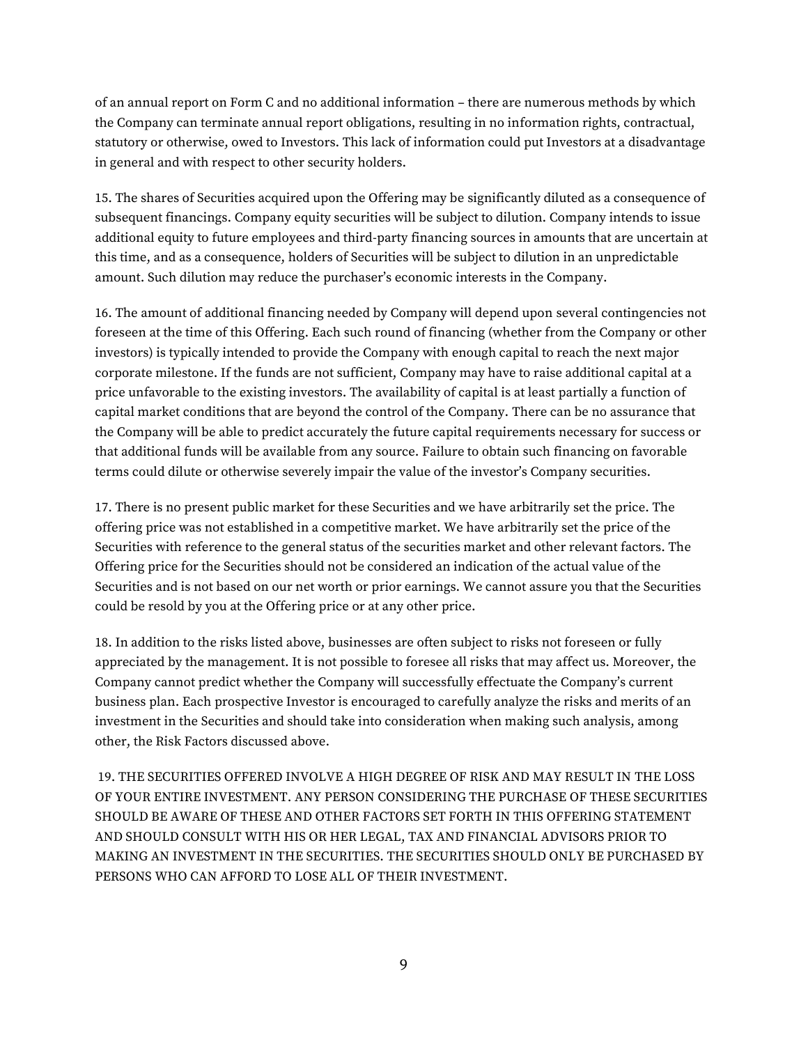of an annual report on Form C and no additional information – there are numerous methods by which the Company can terminate annual report obligations, resulting in no information rights, contractual, statutory or otherwise, owed to Investors. This lack of information could put Investors at a disadvantage in general and with respect to other security holders.

15. The shares of Securities acquired upon the Offering may be significantly diluted as a consequence of subsequent financings. Company equity securities will be subject to dilution. Company intends to issue additional equity to future employees and third-party financing sources in amounts that are uncertain at this time, and as a consequence, holders of Securities will be subject to dilution in an unpredictable amount. Such dilution may reduce the purchaser's economic interests in the Company.

16. The amount of additional financing needed by Company will depend upon several contingencies not foreseen at the time of this Offering. Each such round of financing (whether from the Company or other investors) is typically intended to provide the Company with enough capital to reach the next major corporate milestone. If the funds are not sufficient, Company may have to raise additional capital at a price unfavorable to the existing investors. The availability of capital is at least partially a function of capital market conditions that are beyond the control of the Company. There can be no assurance that the Company will be able to predict accurately the future capital requirements necessary for success or that additional funds will be available from any source. Failure to obtain such financing on favorable terms could dilute or otherwise severely impair the value of the investor's Company securities.

17. There is no present public market for these Securities and we have arbitrarily set the price. The offering price was not established in a competitive market. We have arbitrarily set the price of the Securities with reference to the general status of the securities market and other relevant factors. The Offering price for the Securities should not be considered an indication of the actual value of the Securities and is not based on our net worth or prior earnings. We cannot assure you that the Securities could be resold by you at the Offering price or at any other price.

18. In addition to the risks listed above, businesses are often subject to risks not foreseen or fully appreciated by the management. It is not possible to foresee all risks that may affect us. Moreover, the Company cannot predict whether the Company will successfully effectuate the Company's current business plan. Each prospective Investor is encouraged to carefully analyze the risks and merits of an investment in the Securities and should take into consideration when making such analysis, among other, the Risk Factors discussed above.

19. THE SECURITIES OFFERED INVOLVE A HIGH DEGREE OF RISK AND MAY RESULT IN THE LOSS OF YOUR ENTIRE INVESTMENT. ANY PERSON CONSIDERING THE PURCHASE OF THESE SECURITIES SHOULD BE AWARE OF THESE AND OTHER FACTORS SET FORTH IN THIS OFFERING STATEMENT AND SHOULD CONSULT WITH HIS OR HER LEGAL, TAX AND FINANCIAL ADVISORS PRIOR TO MAKING AN INVESTMENT IN THE SECURITIES. THE SECURITIES SHOULD ONLY BE PURCHASED BY PERSONS WHO CAN AFFORD TO LOSE ALL OF THEIR INVESTMENT.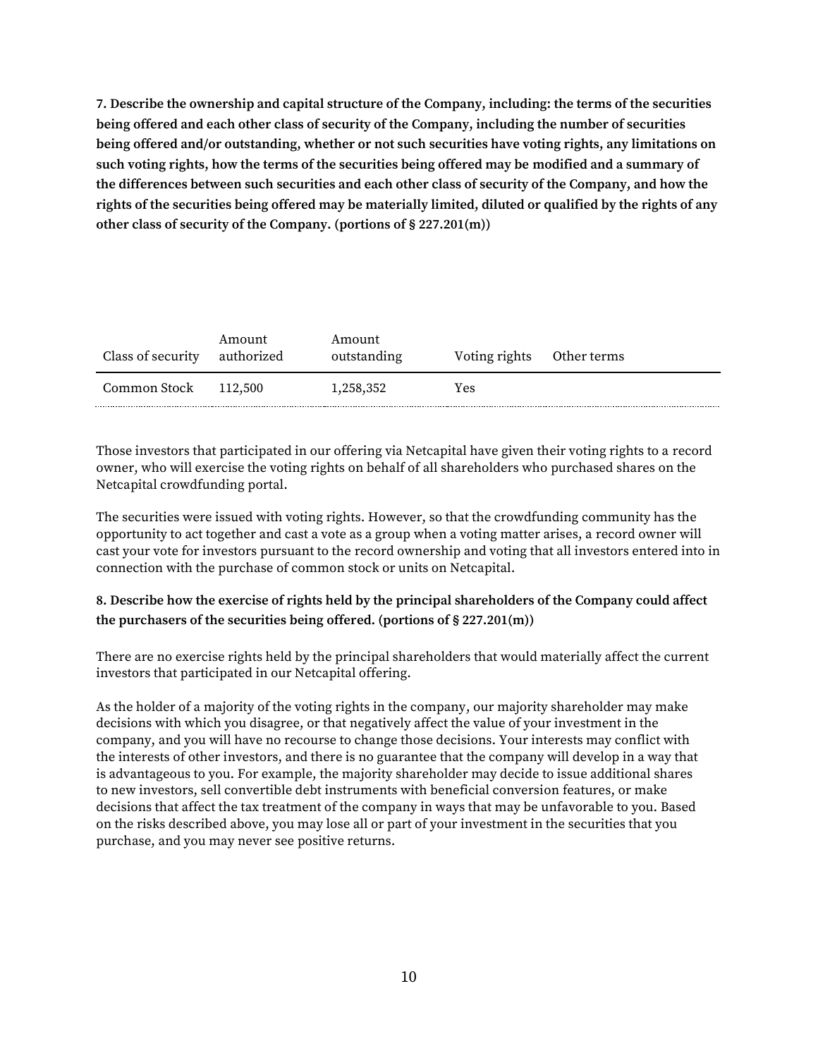**7. Describe the ownership and capital structure of the Company, including: the terms of the securities being offered and each other class of security of the Company, including the number of securities being offered and/or outstanding, whether or not such securities have voting rights, any limitations on such voting rights, how the terms of the securities being offered may be modified and a summary of the differences between such securities and each other class of security of the Company, and how the rights of the securities being offered may be materially limited, diluted or qualified by the rights of any other class of security of the Company. (portions of § 227.201(m))**

| Class of security | Amount authorized | Amount outstanding | Voting rights | Other terms |
|---|---|---|---|---|
| Common Stock | 112,500 | 1,258,352 | Yes | |

Those investors that participated in our offering via Netcapital have given their voting rights to a record owner, who will exercise the voting rights on behalf of all shareholders who purchased shares on the Netcapital crowdfunding portal.

The securities were issued with voting rights. However, so that the crowdfunding community has the opportunity to act together and cast a vote as a group when a voting matter arises, a record owner will cast your vote for investors pursuant to the record ownership and voting that all investors entered into in connection with the purchase of common stock or units on Netcapital.

**8. Describe how the exercise of rights held by the principal shareholders of the Company could affect the purchasers of the securities being offered. (portions of § 227.201(m))**

There are no exercise rights held by the principal shareholders that would materially affect the current investors that participated in our Netcapital offering.

As the holder of a majority of the voting rights in the company, our majority shareholder may make decisions with which you disagree, or that negatively affect the value of your investment in the company, and you will have no recourse to change those decisions. Your interests may conflict with the interests of other investors, and there is no guarantee that the company will develop in a way that is advantageous to you. For example, the majority shareholder may decide to issue additional shares to new investors, sell convertible debt instruments with beneficial conversion features, or make decisions that affect the tax treatment of the company in ways that may be unfavorable to you. Based on the risks described above, you may lose all or part of your investment in the securities that you purchase, and you may never see positive returns.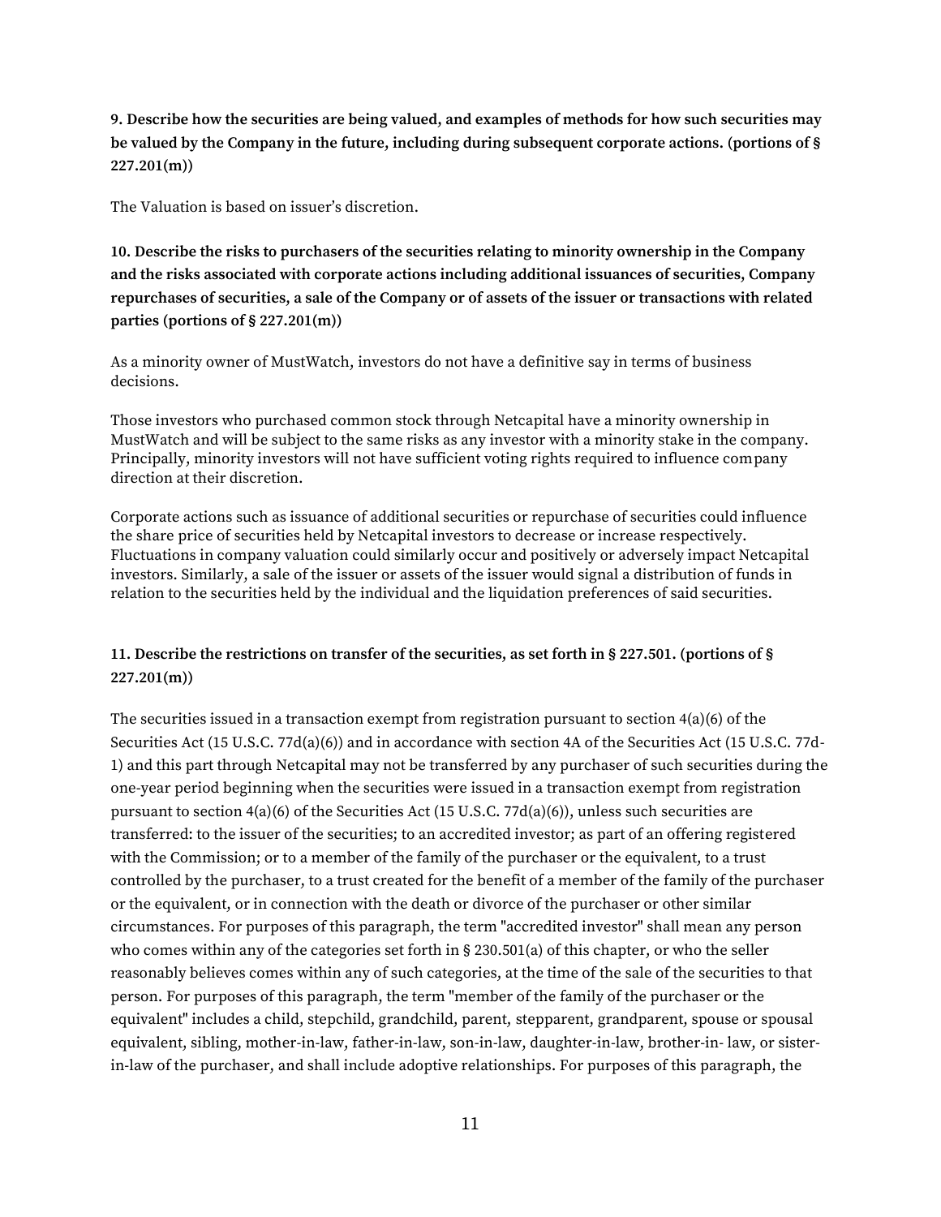**9. Describe how the securities are being valued, and examples of methods for how such securities may be valued by the Company in the future, including during subsequent corporate actions. (portions of § 227.201(m))**

The Valuation is based on issuer's discretion.

**10. Describe the risks to purchasers of the securities relating to minority ownership in the Company and the risks associated with corporate actions including additional issuances of securities, Company repurchases of securities, a sale of the Company or of assets of the issuer or transactions with related parties (portions of § 227.201(m))**

As a minority owner of MustWatch, investors do not have a definitive say in terms of business decisions.

Those investors who purchased common stock through Netcapital have a minority ownership in MustWatch and will be subject to the same risks as any investor with a minority stake in the company. Principally, minority investors will not have sufficient voting rights required to influence company direction at their discretion.

Corporate actions such as issuance of additional securities or repurchase of securities could influence the share price of securities held by Netcapital investors to decrease or increase respectively. Fluctuations in company valuation could similarly occur and positively or adversely impact Netcapital investors. Similarly, a sale of the issuer or assets of the issuer would signal a distribution of funds in relation to the securities held by the individual and the liquidation preferences of said securities.

**11. Describe the restrictions on transfer of the securities, as set forth in § 227.501. (portions of § 227.201(m))**

The securities issued in a transaction exempt from registration pursuant to section 4(a)(6) of the Securities Act (15 U.S.C. 77d(a)(6)) and in accordance with section 4A of the Securities Act (15 U.S.C. 77d-1) and this part through Netcapital may not be transferred by any purchaser of such securities during the one-year period beginning when the securities were issued in a transaction exempt from registration pursuant to section 4(a)(6) of the Securities Act (15 U.S.C. 77d(a)(6)), unless such securities are transferred: to the issuer of the securities; to an accredited investor; as part of an offering registered with the Commission; or to a member of the family of the purchaser or the equivalent, to a trust controlled by the purchaser, to a trust created for the benefit of a member of the family of the purchaser or the equivalent, or in connection with the death or divorce of the purchaser or other similar circumstances. For purposes of this paragraph, the term "accredited investor" shall mean any person who comes within any of the categories set forth in § 230.501(a) of this chapter, or who the seller reasonably believes comes within any of such categories, at the time of the sale of the securities to that person. For purposes of this paragraph, the term "member of the family of the purchaser or the equivalent" includes a child, stepchild, grandchild, parent, stepparent, grandparent, spouse or spousal equivalent, sibling, mother-in-law, father-in-law, son-in-law, daughter-in-law, brother-in- law, or sister-in-law of the purchaser, and shall include adoptive relationships. For purposes of this paragraph, the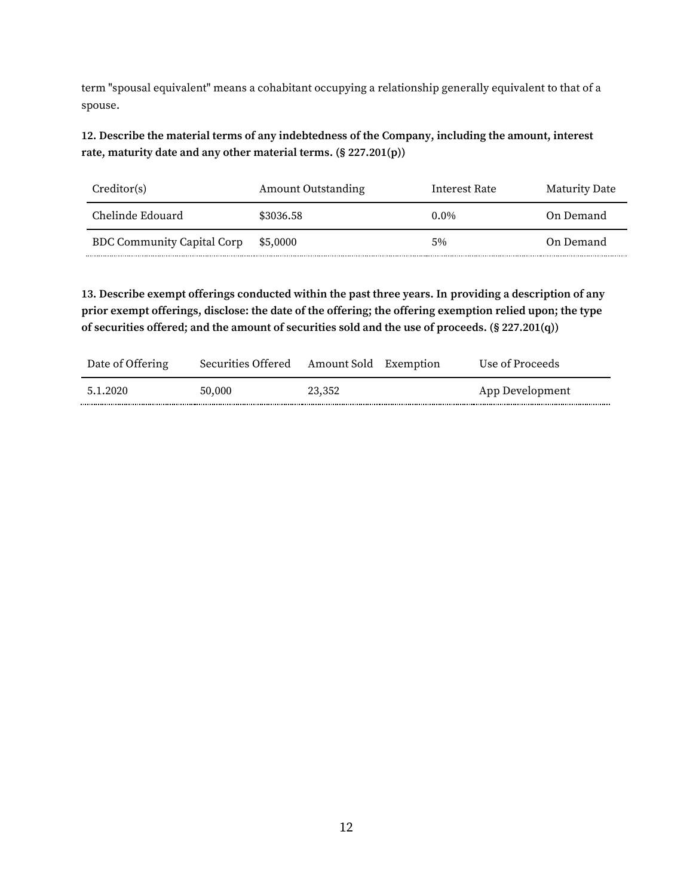term "spousal equivalent" means a cohabitant occupying a relationship generally equivalent to that of a spouse.

**12. Describe the material terms of any indebtedness of the Company, including the amount, interest rate, maturity date and any other material terms. (§ 227.201(p))**

| Creditor(s) | Amount Outstanding | Interest Rate | Maturity Date |
|---|---|---|---|
| Chelinde Edouard | $3036.58 | 0.0% | On Demand |
| BDC Community Capital Corp | $5,0000 | 5% | On Demand |

**13. Describe exempt offerings conducted within the past three years. In providing a description of any prior exempt offerings, disclose: the date of the offering; the offering exemption relied upon; the type of securities offered; and the amount of securities sold and the use of proceeds. (§ 227.201(q))**

| Date of Offering | Securities Offered | Amount Sold | Exemption | Use of Proceeds |
|---|---|---|---|---|
| 5.1.2020 | 50,000 | 23,352 | | App Development |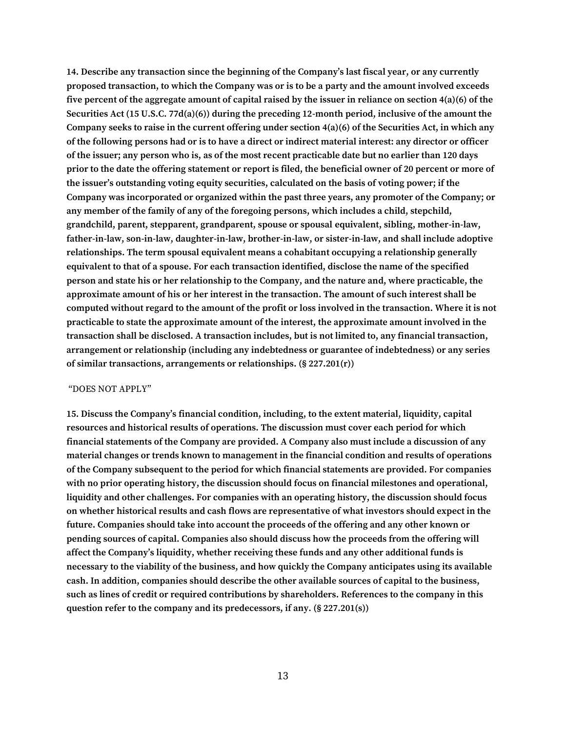**14. Describe any transaction since the beginning of the Company's last fiscal year, or any currently proposed transaction, to which the Company was or is to be a party and the amount involved exceeds five percent of the aggregate amount of capital raised by the issuer in reliance on section 4(a)(6) of the Securities Act (15 U.S.C. 77d(a)(6)) during the preceding 12-month period, inclusive of the amount the Company seeks to raise in the current offering under section 4(a)(6) of the Securities Act, in which any of the following persons had or is to have a direct or indirect material interest: any director or officer of the issuer; any person who is, as of the most recent practicable date but no earlier than 120 days prior to the date the offering statement or report is filed, the beneficial owner of 20 percent or more of the issuer's outstanding voting equity securities, calculated on the basis of voting power; if the Company was incorporated or organized within the past three years, any promoter of the Company; or any member of the family of any of the foregoing persons, which includes a child, stepchild, grandchild, parent, stepparent, grandparent, spouse or spousal equivalent, sibling, mother-in-law, father-in-law, son-in-law, daughter-in-law, brother-in-law, or sister-in-law, and shall include adoptive relationships. The term spousal equivalent means a cohabitant occupying a relationship generally equivalent to that of a spouse. For each transaction identified, disclose the name of the specified person and state his or her relationship to the Company, and the nature and, where practicable, the approximate amount of his or her interest in the transaction. The amount of such interest shall be computed without regard to the amount of the profit or loss involved in the transaction. Where it is not practicable to state the approximate amount of the interest, the approximate amount involved in the transaction shall be disclosed. A transaction includes, but is not limited to, any financial transaction, arrangement or relationship (including any indebtedness or guarantee of indebtedness) or any series of similar transactions, arrangements or relationships. (§ 227.201(r))**

"DOES NOT APPLY"

**15. Discuss the Company's financial condition, including, to the extent material, liquidity, capital resources and historical results of operations. The discussion must cover each period for which financial statements of the Company are provided. A Company also must include a discussion of any material changes or trends known to management in the financial condition and results of operations of the Company subsequent to the period for which financial statements are provided. For companies with no prior operating history, the discussion should focus on financial milestones and operational, liquidity and other challenges. For companies with an operating history, the discussion should focus on whether historical results and cash flows are representative of what investors should expect in the future. Companies should take into account the proceeds of the offering and any other known or pending sources of capital. Companies also should discuss how the proceeds from the offering will affect the Company's liquidity, whether receiving these funds and any other additional funds is necessary to the viability of the business, and how quickly the Company anticipates using its available cash. In addition, companies should describe the other available sources of capital to the business, such as lines of credit or required contributions by shareholders. References to the company in this question refer to the company and its predecessors, if any. (§ 227.201(s))**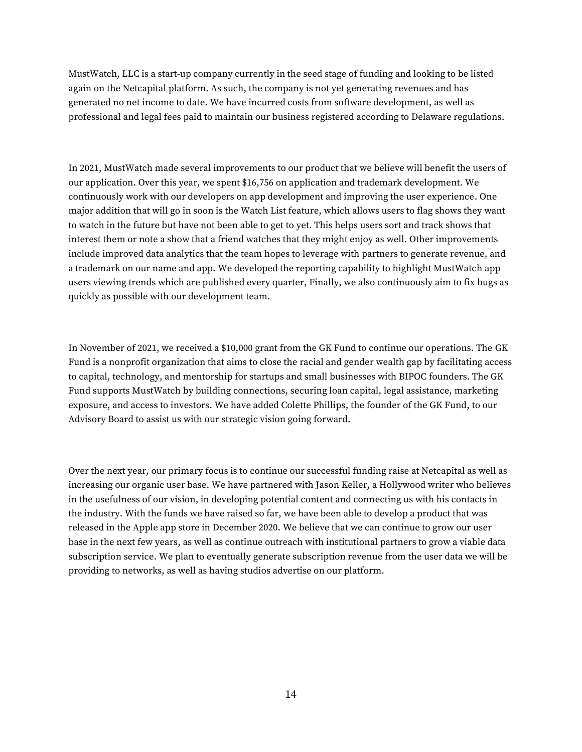MustWatch, LLC is a start-up company currently in the seed stage of funding and looking to be listed again on the Netcapital platform. As such, the company is not yet generating revenues and has generated no net income to date. We have incurred costs from software development, as well as professional and legal fees paid to maintain our business registered according to Delaware regulations.

In 2021, MustWatch made several improvements to our product that we believe will benefit the users of our application. Over this year, we spent $16,756 on application and trademark development. We continuously work with our developers on app development and improving the user experience. One major addition that will go in soon is the Watch List feature, which allows users to flag shows they want to watch in the future but have not been able to get to yet. This helps users sort and track shows that interest them or note a show that a friend watches that they might enjoy as well. Other improvements include improved data analytics that the team hopes to leverage with partners to generate revenue, and a trademark on our name and app. We developed the reporting capability to highlight MustWatch app users viewing trends which are published every quarter, Finally, we also continuously aim to fix bugs as quickly as possible with our development team.

In November of 2021, we received a $10,000 grant from the GK Fund to continue our operations. The GK Fund is a nonprofit organization that aims to close the racial and gender wealth gap by facilitating access to capital, technology, and mentorship for startups and small businesses with BIPOC founders. The GK Fund supports MustWatch by building connections, securing loan capital, legal assistance, marketing exposure, and access to investors. We have added Colette Phillips, the founder of the GK Fund, to our Advisory Board to assist us with our strategic vision going forward.

Over the next year, our primary focus is to continue our successful funding raise at Netcapital as well as increasing our organic user base. We have partnered with Jason Keller, a Hollywood writer who believes in the usefulness of our vision, in developing potential content and connecting us with his contacts in the industry. With the funds we have raised so far, we have been able to develop a product that was released in the Apple app store in December 2020. We believe that we can continue to grow our user base in the next few years, as well as continue outreach with institutional partners to grow a viable data subscription service. We plan to eventually generate subscription revenue from the user data we will be providing to networks, as well as having studios advertise on our platform.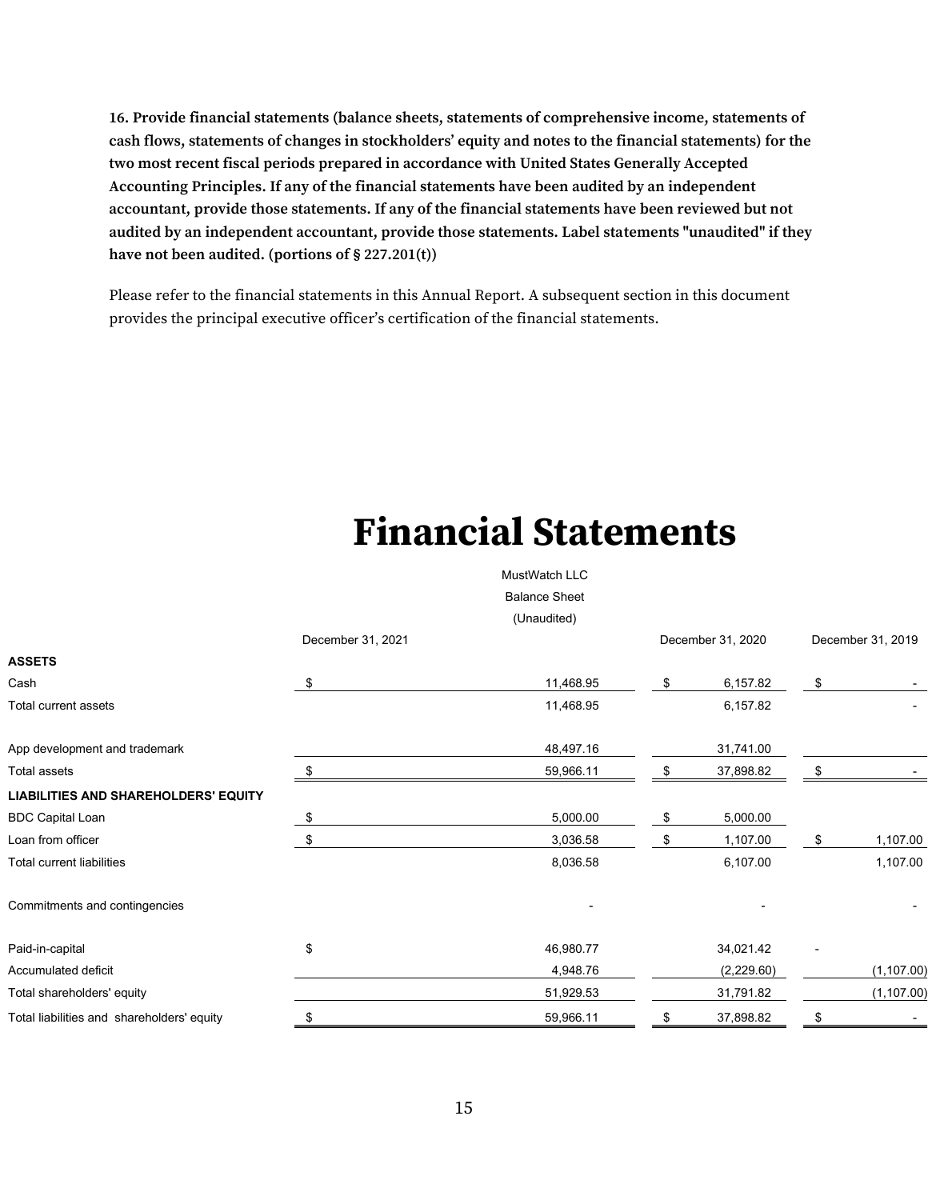**16. Provide financial statements (balance sheets, statements of comprehensive income, statements of cash flows, statements of changes in stockholders' equity and notes to the financial statements) for the two most recent fiscal periods prepared in accordance with United States Generally Accepted Accounting Principles. If any of the financial statements have been audited by an independent accountant, provide those statements. If any of the financial statements have been reviewed but not audited by an independent accountant, provide those statements. Label statements "unaudited" if they have not been audited. (portions of § 227.201(t))**

Please refer to the financial statements in this Annual Report. A subsequent section in this document provides the principal executive officer's certification of the financial statements.

# Financial Statements

MustWatch LLC

Balance Sheet

(Unaudited)

| | December 31, 2021 | December 31, 2020 | December 31, 2019 |
|---|---|---|---|
| **ASSETS** | | | |
| Cash | $ 11,468.95 | $ 6,157.82 | $ - |
| Total current assets | 11,468.95 | 6,157.82 | - |
| | | | |
| App development and trademark | 48,497.16 | 31,741.00 | |
| Total assets | $ 59,966.11 | $ 37,898.82 | $ - |
| **LIABILITIES AND SHAREHOLDERS' EQUITY** | | | |
| BDC Capital Loan | $ 5,000.00 | $ 5,000.00 | |
| Loan from officer | $ 3,036.58 | $ 1,107.00 | $ 1,107.00 |
| Total current liabilities | 8,036.58 | 6,107.00 | 1,107.00 |
| | | | |
| Commitments and contingencies | - | - | - |
| | | | |
| Paid-in-capital | $ 46,980.77 | 34,021.42 | - |
| Accumulated deficit | 4,948.76 | (2,229.60) | (1,107.00) |
| Total shareholders' equity | 51,929.53 | 31,791.82 | (1,107.00) |
| Total liabilities and shareholders' equity | $ 59,966.11 | $ 37,898.82 | $ - |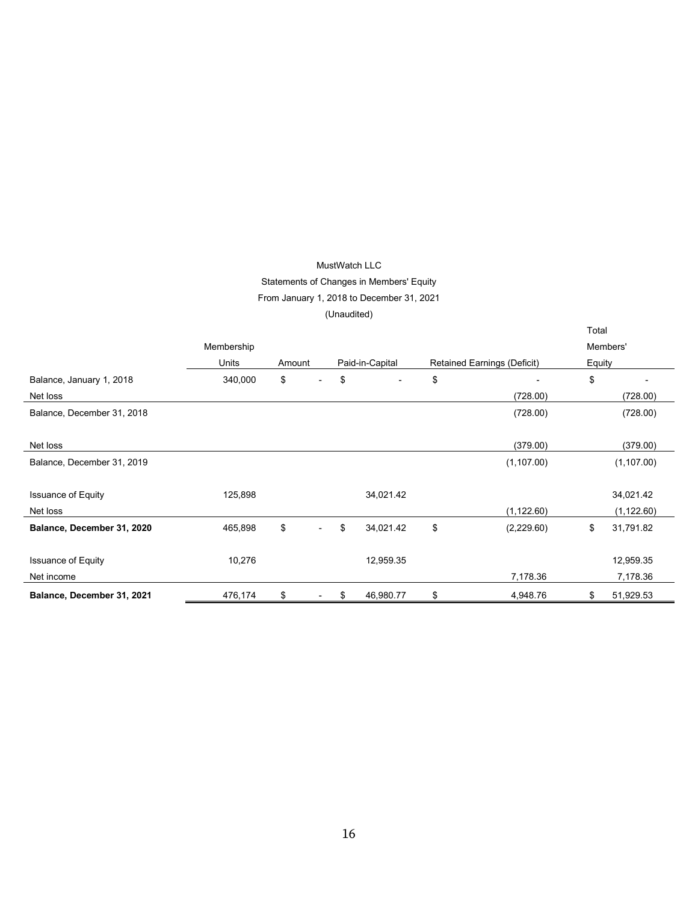MustWatch LLC

Statements of Changes in Members' Equity

From January 1, 2018 to December 31, 2021

(Unaudited)

| | Membership Units | Amount | Paid-in-Capital | Retained Earnings (Deficit) | Total Members' Equity |
|---|---|---|---|---|---|
| Balance, January 1, 2018 | 340,000 | $ - | $ - | $ - | $ - |
| Net loss | | | | (728.00) | (728.00) |
| Balance, December 31, 2018 | | | | (728.00) | (728.00) |
| | | | | | |
| Net loss | | | | (379.00) | (379.00) |
| Balance, December 31, 2019 | | | | (1,107.00) | (1,107.00) |
| | | | | | |
| Issuance of Equity | 125,898 | | 34,021.42 | | 34,021.42 |
| Net loss | | | | (1,122.60) | (1,122.60) |
| **Balance, December 31, 2020** | 465,898 | $ - | $ 34,021.42 | $ (2,229.60) | $ 31,791.82 |
| | | | | | |
| Issuance of Equity | 10,276 | | 12,959.35 | | 12,959.35 |
| Net income | | | | 7,178.36 | 7,178.36 |
| **Balance, December 31, 2021** | 476,174 | $ - | $ 46,980.77 | $ 4,948.76 | $ 51,929.53 |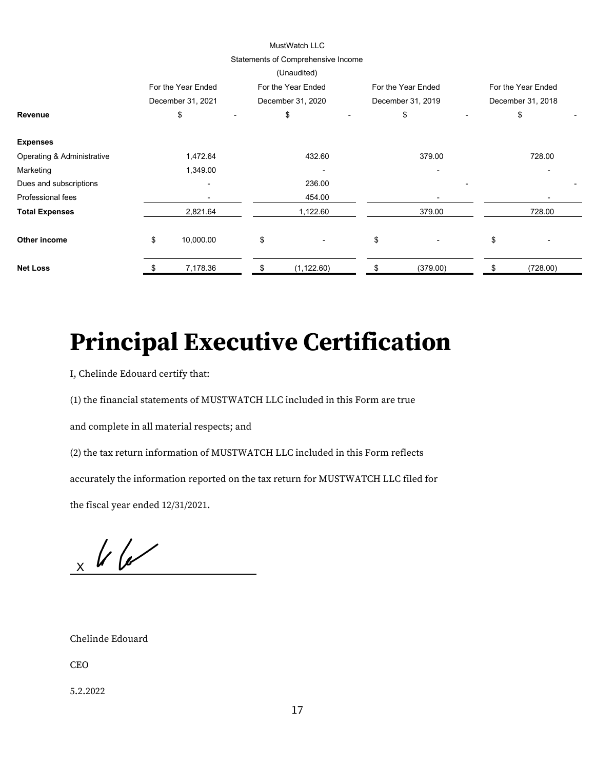MustWatch LLC

Statements of Comprehensive Income

(Unaudited)

| | For the Year Ended December 31, 2021 | For the Year Ended December 31, 2020 | For the Year Ended December 31, 2019 | For the Year Ended December 31, 2018 |
|---|---|---|---|---|
| **Revenue** | $ - | $ - | $ - | $ - |
| | | | | |
| **Expenses** | | | | |
| Operating & Administrative | 1,472.64 | 432.60 | 379.00 | 728.00 |
| Marketing | 1,349.00 | - | - | - |
| Dues and subscriptions | - | 236.00 | - | - |
| Professional fees | - | 454.00 | - | - |
| **Total Expenses** | 2,821.64 | 1,122.60 | 379.00 | 728.00 |
| | | | | |
| **Other income** | $ 10,000.00 | $ - | $ - | $ - |
| | | | | |
| **Net Loss** | $ 7,178.36 | $ (1,122.60) | $ (379.00) | $ (728.00) |

# Principal Executive Certification

I, Chelinde Edouard certify that:

(1) the financial statements of MUSTWATCH LLC included in this Form are true and complete in all material respects; and

(2) the tax return information of MUSTWATCH LLC included in this Form reflects accurately the information reported on the tax return for MUSTWATCH LLC filed for the fiscal year ended 12/31/2021.

X

Chelinde Edouard

CEO

5.2.2022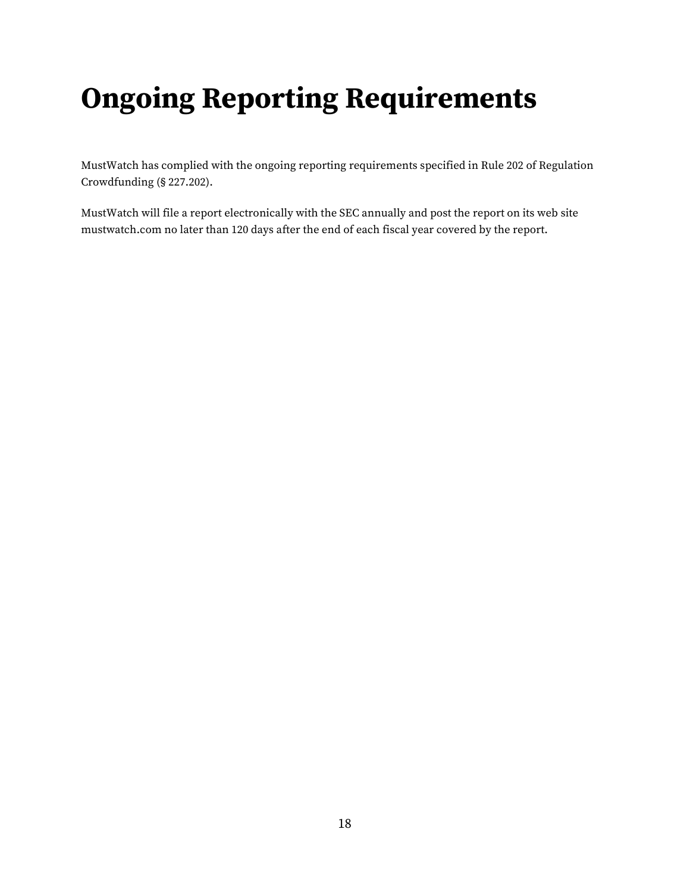# Ongoing Reporting Requirements

MustWatch has complied with the ongoing reporting requirements specified in Rule 202 of Regulation Crowdfunding (§ 227.202).

MustWatch will file a report electronically with the SEC annually and post the report on its web site mustwatch.com no later than 120 days after the end of each fiscal year covered by the report.